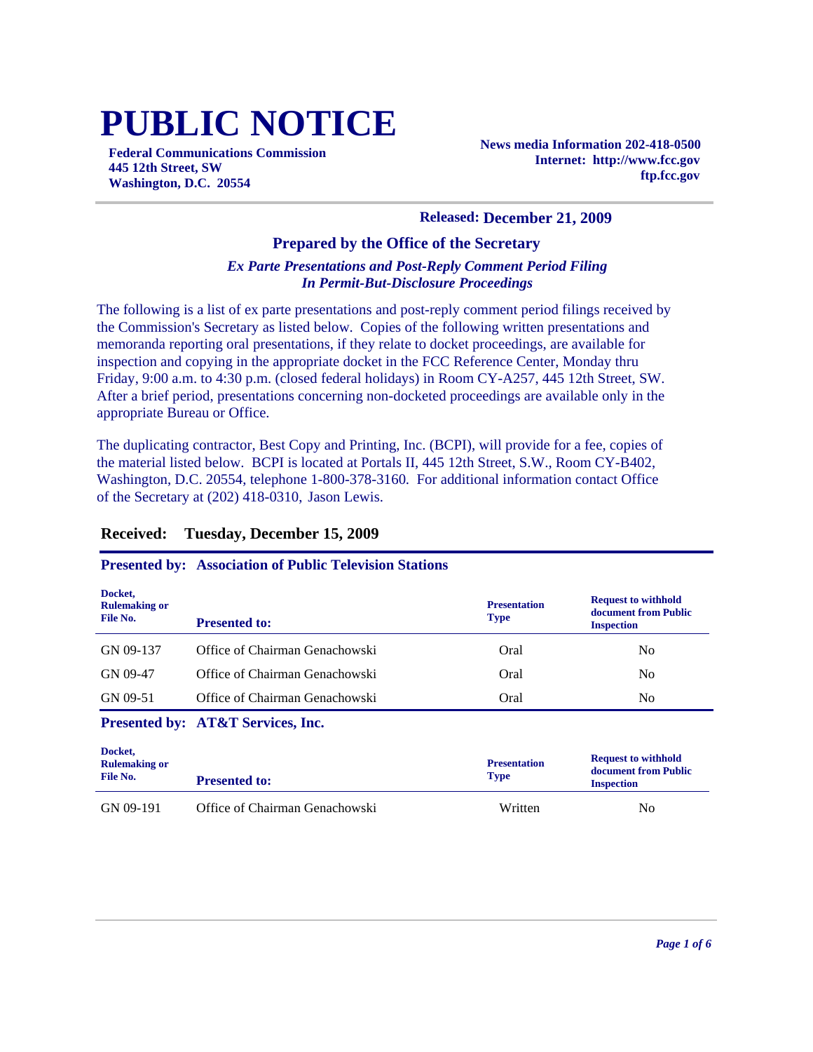# PUBLIC NOTICE

**Federal Communications Commission**
**445 12th Street, SW**
**Washington, D.C. 20554**

**News media Information 202-418-0500**
**Internet: http://www.fcc.gov**
**ftp.fcc.gov**

**Released: December 21, 2009**

### Prepared by the Office of the Secretary

***Ex Parte Presentations and Post-Reply Comment Period Filing In Permit-But-Disclosure Proceedings***

The following is a list of ex parte presentations and post-reply comment period filings received by the Commission's Secretary as listed below. Copies of the following written presentations and memoranda reporting oral presentations, if they relate to docket proceedings, are available for inspection and copying in the appropriate docket in the FCC Reference Center, Monday thru Friday, 9:00 a.m. to 4:30 p.m. (closed federal holidays) in Room CY-A257, 445 12th Street, SW. After a brief period, presentations concerning non-docketed proceedings are available only in the appropriate Bureau or Office.

The duplicating contractor, Best Copy and Printing, Inc. (BCPI), will provide for a fee, copies of the material listed below. BCPI is located at Portals II, 445 12th Street, S.W., Room CY-B402, Washington, D.C. 20554, telephone 1-800-378-3160. For additional information contact Office of the Secretary at (202) 418-0310, Jason Lewis.

## Received: Tuesday, December 15, 2009

### Presented by: Association of Public Television Stations

| Docket, Rulemaking or File No. | Presented to: | Presentation Type | Request to withhold document from Public Inspection |
|---|---|---|---|
| GN 09-137 | Office of Chairman Genachowski | Oral | No |
| GN 09-47 | Office of Chairman Genachowski | Oral | No |
| GN 09-51 | Office of Chairman Genachowski | Oral | No |

### Presented by: AT&T Services, Inc.

| Docket, Rulemaking or File No. | Presented to: | Presentation Type | Request to withhold document from Public Inspection |
|---|---|---|---|
| GN 09-191 | Office of Chairman Genachowski | Written | No |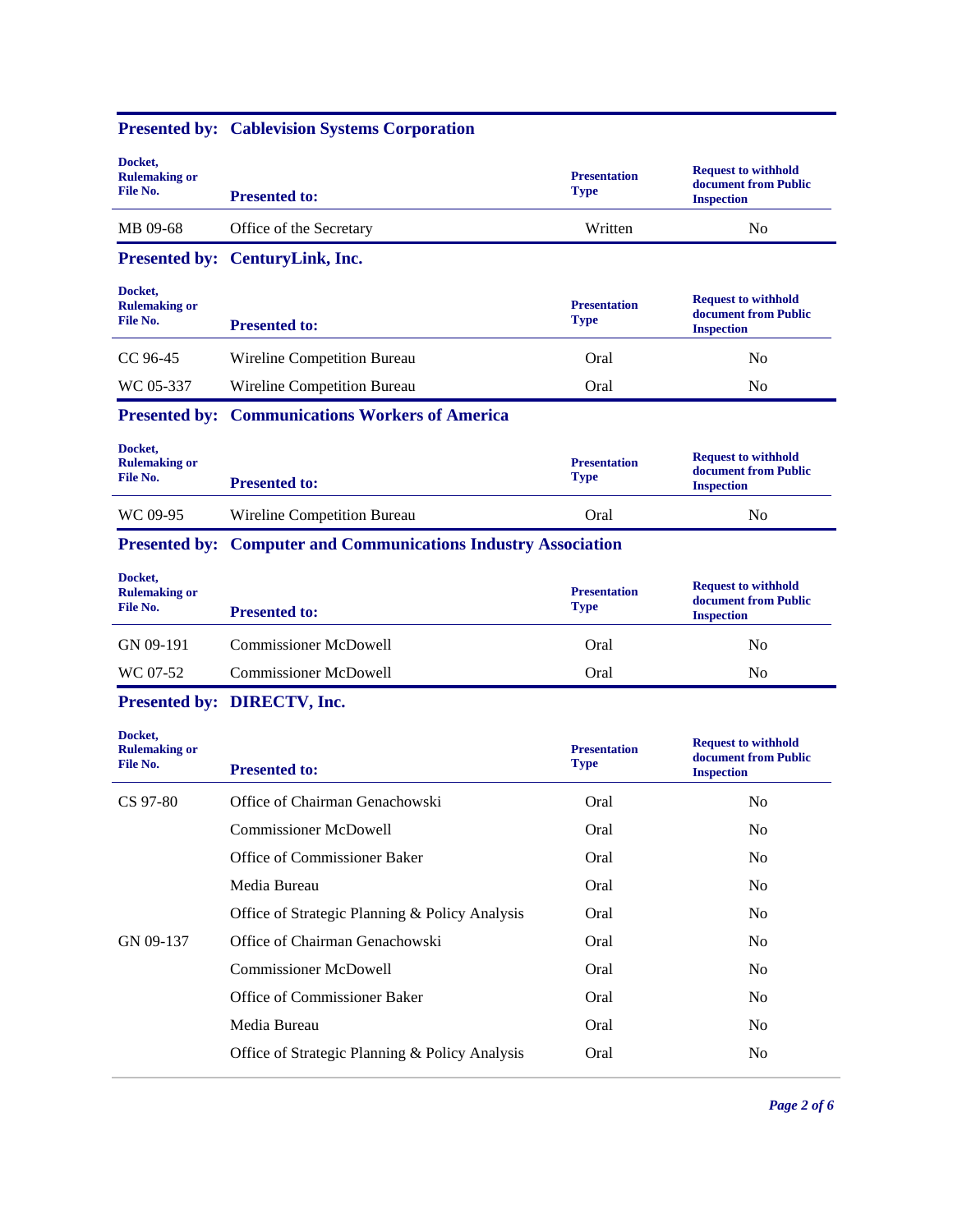**Presented by: Cablevision Systems Corporation**

| Docket, Rulemaking or File No. | Presented to: | Presentation Type | Request to withhold document from Public Inspection |
|---|---|---|---|
| MB 09-68 | Office of the Secretary | Written | No |

**Presented by: CenturyLink, Inc.**

| Docket, Rulemaking or File No. | Presented to: | Presentation Type | Request to withhold document from Public Inspection |
|---|---|---|---|
| CC 96-45 | Wireline Competition Bureau | Oral | No |
| WC 05-337 | Wireline Competition Bureau | Oral | No |

**Presented by: Communications Workers of America**

| Docket, Rulemaking or File No. | Presented to: | Presentation Type | Request to withhold document from Public Inspection |
|---|---|---|---|
| WC 09-95 | Wireline Competition Bureau | Oral | No |

**Presented by: Computer and Communications Industry Association**

| Docket, Rulemaking or File No. | Presented to: | Presentation Type | Request to withhold document from Public Inspection |
|---|---|---|---|
| GN 09-191 | Commissioner McDowell | Oral | No |
| WC 07-52 | Commissioner McDowell | Oral | No |

**Presented by: DIRECTV, Inc.**

| Docket, Rulemaking or File No. | Presented to: | Presentation Type | Request to withhold document from Public Inspection |
|---|---|---|---|
| CS 97-80 | Office of Chairman Genachowski | Oral | No |
| | Commissioner McDowell | Oral | No |
| | Office of Commissioner Baker | Oral | No |
| | Media Bureau | Oral | No |
| | Office of Strategic Planning & Policy Analysis | Oral | No |
| GN 09-137 | Office of Chairman Genachowski | Oral | No |
| | Commissioner McDowell | Oral | No |
| | Office of Commissioner Baker | Oral | No |
| | Media Bureau | Oral | No |
| | Office of Strategic Planning & Policy Analysis | Oral | No |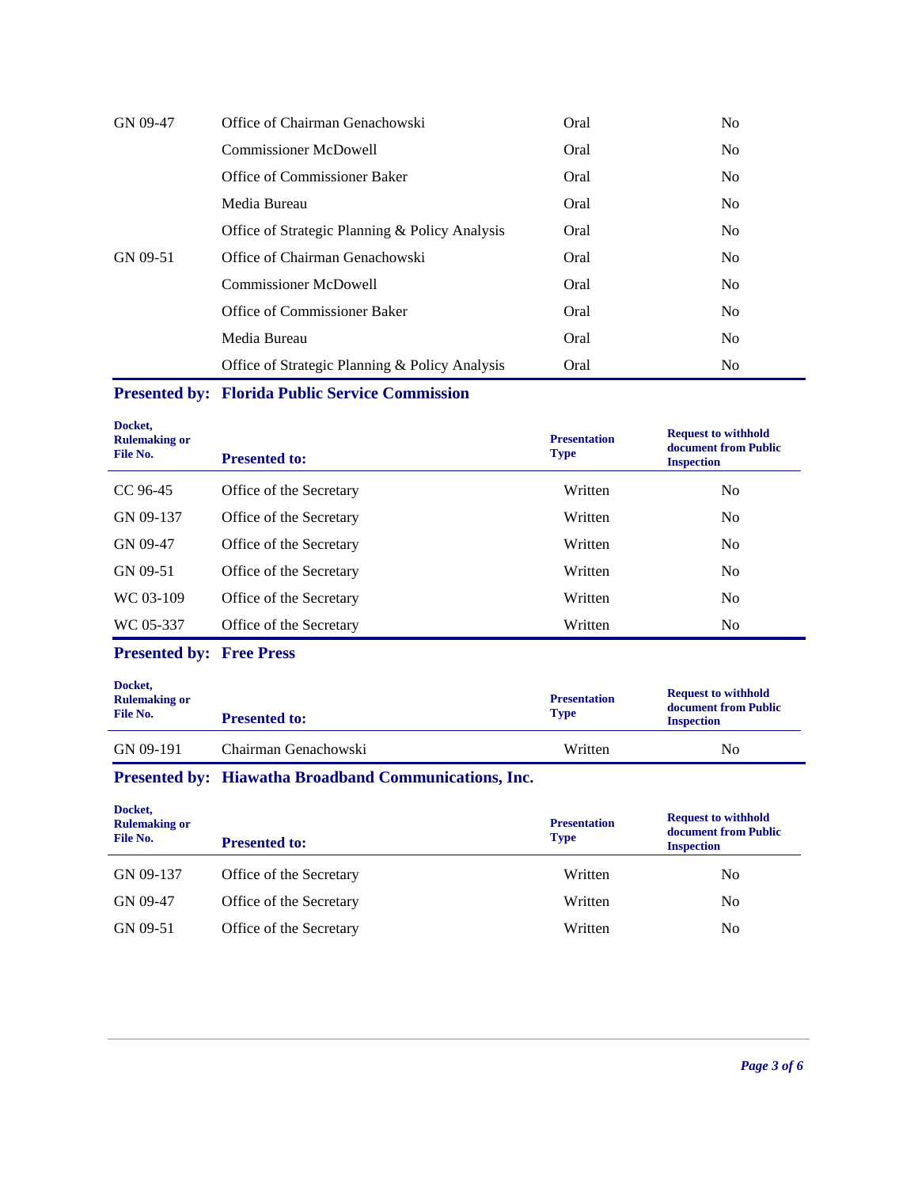| Docket, Rulemaking or File No. | Presented to: | Presentation Type | Request to withhold document from Public Inspection |
|---|---|---|---|
| GN 09-47 | Office of Chairman Genachowski | Oral | No |
| | Commissioner McDowell | Oral | No |
| | Office of Commissioner Baker | Oral | No |
| | Media Bureau | Oral | No |
| | Office of Strategic Planning & Policy Analysis | Oral | No |
| GN 09-51 | Office of Chairman Genachowski | Oral | No |
| | Commissioner McDowell | Oral | No |
| | Office of Commissioner Baker | Oral | No |
| | Media Bureau | Oral | No |
| | Office of Strategic Planning & Policy Analysis | Oral | No |

**Presented by: Florida Public Service Commission**

| Docket, Rulemaking or File No. | Presented to: | Presentation Type | Request to withhold document from Public Inspection |
|---|---|---|---|
| CC 96-45 | Office of the Secretary | Written | No |
| GN 09-137 | Office of the Secretary | Written | No |
| GN 09-47 | Office of the Secretary | Written | No |
| GN 09-51 | Office of the Secretary | Written | No |
| WC 03-109 | Office of the Secretary | Written | No |
| WC 05-337 | Office of the Secretary | Written | No |

**Presented by: Free Press**

| Docket, Rulemaking or File No. | Presented to: | Presentation Type | Request to withhold document from Public Inspection |
|---|---|---|---|
| GN 09-191 | Chairman Genachowski | Written | No |

**Presented by: Hiawatha Broadband Communications, Inc.**

| Docket, Rulemaking or File No. | Presented to: | Presentation Type | Request to withhold document from Public Inspection |
|---|---|---|---|
| GN 09-137 | Office of the Secretary | Written | No |
| GN 09-47 | Office of the Secretary | Written | No |
| GN 09-51 | Office of the Secretary | Written | No |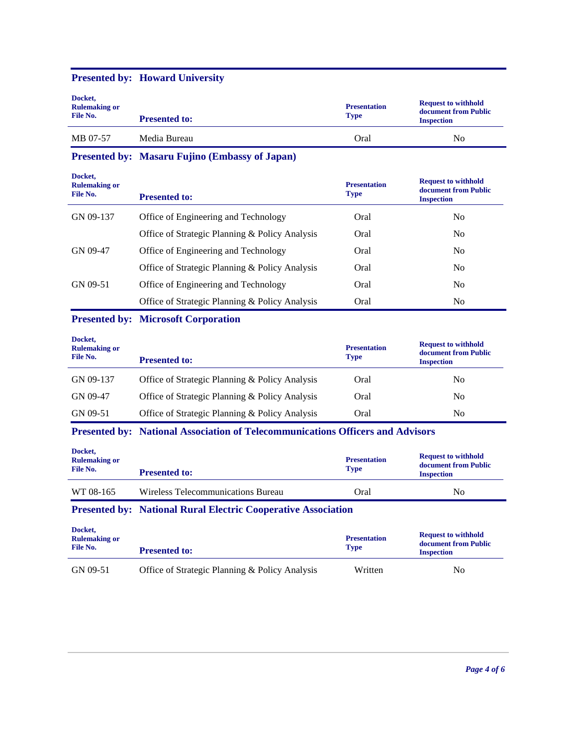**Presented by: Howard University**

| Docket, Rulemaking or File No. | Presented to: | Presentation Type | Request to withhold document from Public Inspection |
|---|---|---|---|
| MB 07-57 | Media Bureau | Oral | No |

**Presented by: Masaru Fujino (Embassy of Japan)**

| Docket, Rulemaking or File No. | Presented to: | Presentation Type | Request to withhold document from Public Inspection |
|---|---|---|---|
| GN 09-137 | Office of Engineering and Technology | Oral | No |
| | Office of Strategic Planning & Policy Analysis | Oral | No |
| GN 09-47 | Office of Engineering and Technology | Oral | No |
| | Office of Strategic Planning & Policy Analysis | Oral | No |
| GN 09-51 | Office of Engineering and Technology | Oral | No |
| | Office of Strategic Planning & Policy Analysis | Oral | No |

**Presented by: Microsoft Corporation**

| Docket, Rulemaking or File No. | Presented to: | Presentation Type | Request to withhold document from Public Inspection |
|---|---|---|---|
| GN 09-137 | Office of Strategic Planning & Policy Analysis | Oral | No |
| GN 09-47 | Office of Strategic Planning & Policy Analysis | Oral | No |
| GN 09-51 | Office of Strategic Planning & Policy Analysis | Oral | No |

**Presented by: National Association of Telecommunications Officers and Advisors**

| Docket, Rulemaking or File No. | Presented to: | Presentation Type | Request to withhold document from Public Inspection |
|---|---|---|---|
| WT 08-165 | Wireless Telecommunications Bureau | Oral | No |

**Presented by: National Rural Electric Cooperative Association**

| Docket, Rulemaking or File No. | Presented to: | Presentation Type | Request to withhold document from Public Inspection |
|---|---|---|---|
| GN 09-51 | Office of Strategic Planning & Policy Analysis | Written | No |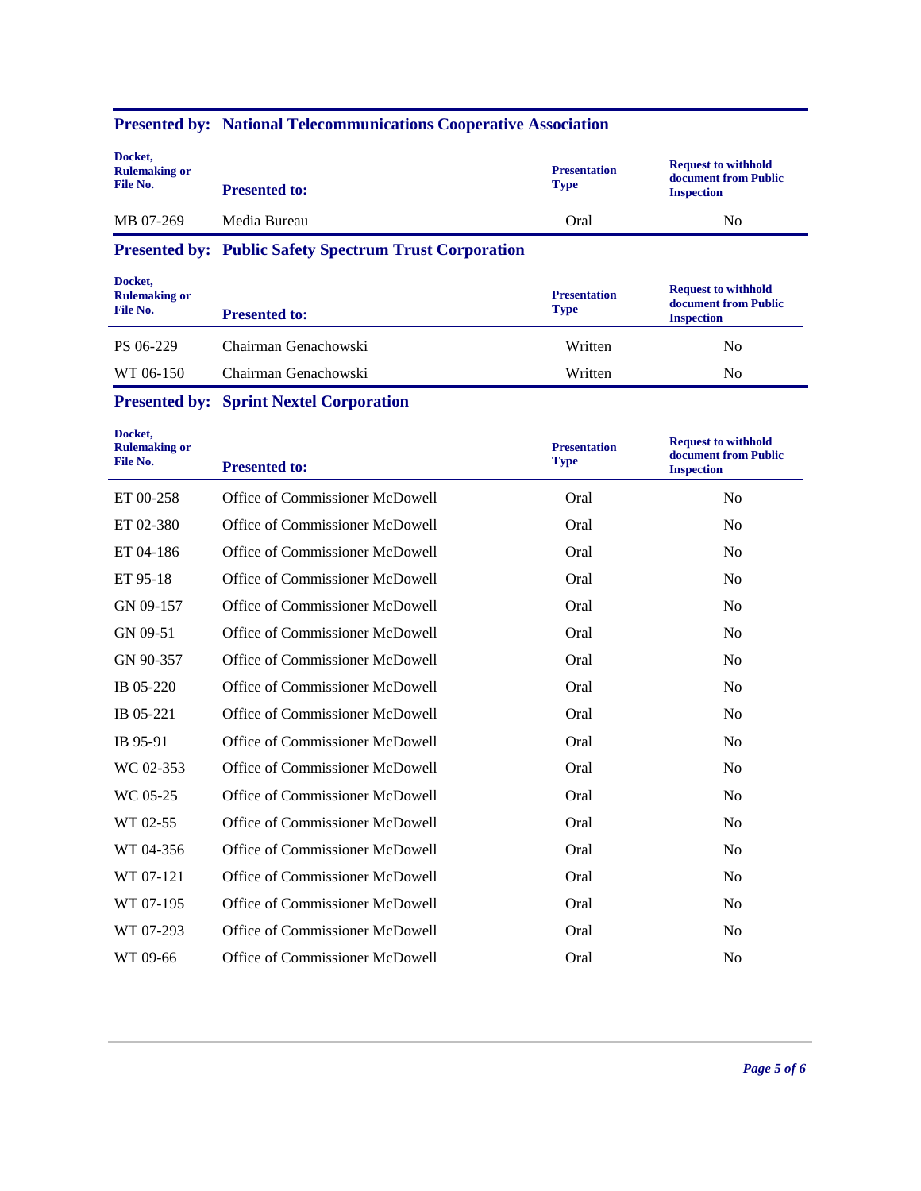**Presented by: National Telecommunications Cooperative Association**

| Docket, Rulemaking or File No. | Presented to: | Presentation Type | Request to withhold document from Public Inspection |
|---|---|---|---|
| MB 07-269 | Media Bureau | Oral | No |

**Presented by: Public Safety Spectrum Trust Corporation**

| Docket, Rulemaking or File No. | Presented to: | Presentation Type | Request to withhold document from Public Inspection |
|---|---|---|---|
| PS 06-229 | Chairman Genachowski | Written | No |
| WT 06-150 | Chairman Genachowski | Written | No |

**Presented by: Sprint Nextel Corporation**

| Docket, Rulemaking or File No. | Presented to: | Presentation Type | Request to withhold document from Public Inspection |
|---|---|---|---|
| ET 00-258 | Office of Commissioner McDowell | Oral | No |
| ET 02-380 | Office of Commissioner McDowell | Oral | No |
| ET 04-186 | Office of Commissioner McDowell | Oral | No |
| ET 95-18 | Office of Commissioner McDowell | Oral | No |
| GN 09-157 | Office of Commissioner McDowell | Oral | No |
| GN 09-51 | Office of Commissioner McDowell | Oral | No |
| GN 90-357 | Office of Commissioner McDowell | Oral | No |
| IB 05-220 | Office of Commissioner McDowell | Oral | No |
| IB 05-221 | Office of Commissioner McDowell | Oral | No |
| IB 95-91 | Office of Commissioner McDowell | Oral | No |
| WC 02-353 | Office of Commissioner McDowell | Oral | No |
| WC 05-25 | Office of Commissioner McDowell | Oral | No |
| WT 02-55 | Office of Commissioner McDowell | Oral | No |
| WT 04-356 | Office of Commissioner McDowell | Oral | No |
| WT 07-121 | Office of Commissioner McDowell | Oral | No |
| WT 07-195 | Office of Commissioner McDowell | Oral | No |
| WT 07-293 | Office of Commissioner McDowell | Oral | No |
| WT 09-66 | Office of Commissioner McDowell | Oral | No |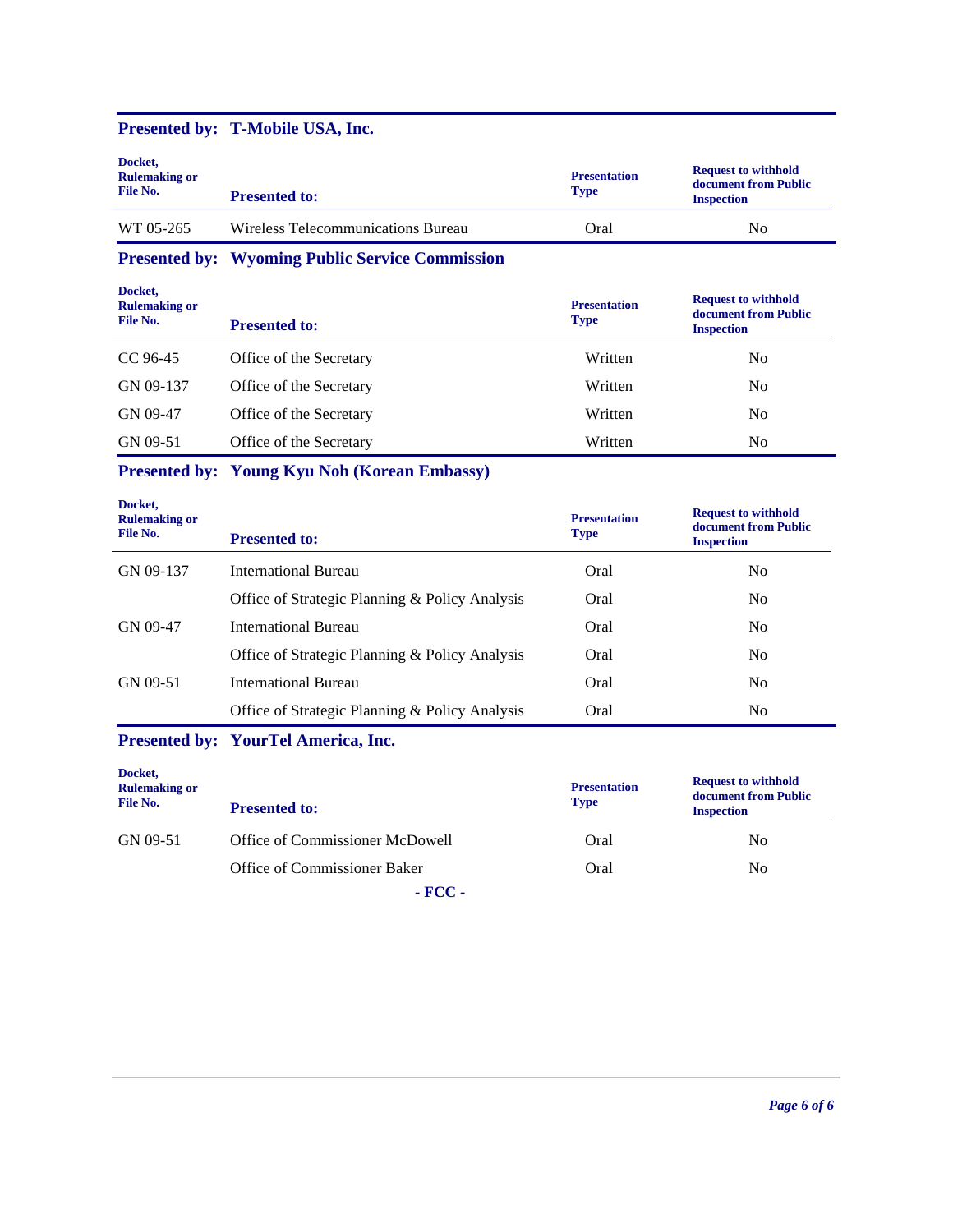**Presented by: T-Mobile USA, Inc.**

| Docket, Rulemaking or File No. | Presented to: | Presentation Type | Request to withhold document from Public Inspection |
|---|---|---|---|
| WT 05-265 | Wireless Telecommunications Bureau | Oral | No |

**Presented by: Wyoming Public Service Commission**

| Docket, Rulemaking or File No. | Presented to: | Presentation Type | Request to withhold document from Public Inspection |
|---|---|---|---|
| CC 96-45 | Office of the Secretary | Written | No |
| GN 09-137 | Office of the Secretary | Written | No |
| GN 09-47 | Office of the Secretary | Written | No |
| GN 09-51 | Office of the Secretary | Written | No |

**Presented by: Young Kyu Noh (Korean Embassy)**

| Docket, Rulemaking or File No. | Presented to: | Presentation Type | Request to withhold document from Public Inspection |
|---|---|---|---|
| GN 09-137 | International Bureau | Oral | No |
| | Office of Strategic Planning & Policy Analysis | Oral | No |
| GN 09-47 | International Bureau | Oral | No |
| | Office of Strategic Planning & Policy Analysis | Oral | No |
| GN 09-51 | International Bureau | Oral | No |
| | Office of Strategic Planning & Policy Analysis | Oral | No |

**Presented by: YourTel America, Inc.**

| Docket, Rulemaking or File No. | Presented to: | Presentation Type | Request to withhold document from Public Inspection |
|---|---|---|---|
| GN 09-51 | Office of Commissioner McDowell | Oral | No |
| | Office of Commissioner Baker | Oral | No |

**- FCC -**